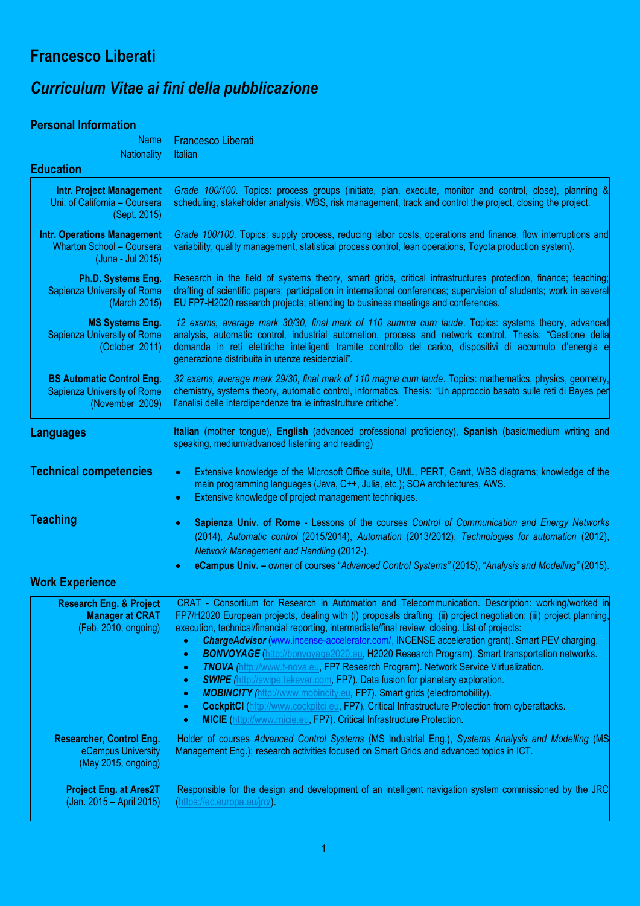# Francesco Liberati

## *Curriculum Vitae ai fini della pubblicazione*

### Personal Information

| | |
|---|---|
| Name | Francesco Liberati |
| Nationality | Italian |

### Education

| | |
|---|---|
| **Intr. Project Management**<br>Uni. of California – Coursera<br>(Sept. 2015) | *Grade 100/100*. Topics: process groups (initiate, plan, execute, monitor and control, close), planning & scheduling, stakeholder analysis, WBS, risk management, track and control the project, closing the project. |
| **Intr. Operations Management**<br>Wharton School – Coursera<br>(June - Jul 2015) | *Grade 100/100*. Topics: supply process, reducing labor costs, operations and finance, flow interruptions and variability, quality management, statistical process control, lean operations, Toyota production system). |
| **Ph.D. Systems Eng.**<br>Sapienza University of Rome<br>(March 2015) | Research in the field of systems theory, smart grids, critical infrastructures protection, finance; teaching; drafting of scientific papers; participation in international conferences; supervision of students; work in several EU FP7-H2020 research projects; attending to business meetings and conferences. |
| **MS Systems Eng.**<br>Sapienza University of Rome<br>(October 2011) | *12 exams, average mark 30/30, final mark of 110 summa cum laude*. Topics: systems theory, advanced analysis, automatic control, industrial automation, process and network control. Thesis: "Gestione della domanda in reti elettriche intelligenti tramite controllo del carico, dispositivi di accumulo d'energia e generazione distribuita in utenze residenziali". |
| **BS Automatic Control Eng.**<br>Sapienza University of Rome<br>(November 2009) | *32 exams, average mark 29/30, final mark of 110 magna cum laude*. Topics: mathematics, physics, geometry, chemistry, systems theory, automatic control, informatics. Thesis: "Un approccio basato sulle reti di Bayes per l'analisi delle interdipendenze tra le infrastrutture critiche". |

### Languages

**Italian** (mother tongue), **English** (advanced professional proficiency), **Spanish** (basic/medium writing and speaking, medium/advanced listening and reading)

### Technical competencies

- Extensive knowledge of the Microsoft Office suite, UML, PERT, Gantt, WBS diagrams; knowledge of the main programming languages (Java, C++, Julia, etc.); SOA architectures, AWS.
- Extensive knowledge of project management techniques.

### Teaching

- **Sapienza Univ. of Rome** - Lessons of the courses *Control of Communication and Energy Networks* (2014), *Automatic control* (2015/2014), *Automation* (2013/2012), *Technologies for automation* (2012), *Network Management and Handling* (2012-).
- **eCampus Univ. –** owner of courses "*Advanced Control Systems"* (2015), "*Analysis and Modelling"* (2015).

### Work Experience

| | |
|---|---|
| **Research Eng. & Project Manager at CRAT**<br>(Feb. 2010, ongoing) | CRAT - Consortium for Research in Automation and Telecommunication. Description: working/worked in FP7/H2020 European projects, dealing with (i) proposals drafting; (ii) project negotiation; (iii) project planning, execution, technical/financial reporting, intermediate/final review, closing. List of projects:<br>• ***ChargeAdvisor*** (www.incense-accelerator.com/, INCENSE acceleration grant). Smart PEV charging.<br>• ***BONVOYAGE*** (http://bonvoyage2020.eu, H2020 Research Program). Smart transportation networks.<br>• ***TNOVA*** (http://www.t-nova.eu, FP7 Research Program). Network Service Virtualization.<br>• ***SWIPE*** (http://swipe.tekever.com, FP7). Data fusion for planetary exploration.<br>• ***MOBINCITY*** (http://www.mobincity.eu, FP7). Smart grids (electromobility).<br>• **CockpitCI** (http://www.cockpitci.eu, FP7). Critical Infrastructure Protection from cyberattacks.<br>• **MICIE** (http://www.micie.eu, FP7). Critical Infrastructure Protection. |
| **Researcher, Control Eng.**<br>eCampus University<br>(May 2015, ongoing) | Holder of courses *Advanced Control Systems* (MS Industrial Eng.), *Systems Analysis and Modelling* (MS Management Eng.); **r**esearch activities focused on Smart Grids and advanced topics in ICT. |
| **Project Eng. at Ares2T**<br>(Jan. 2015 – April 2015) | Responsible for the design and development of an intelligent navigation system commissioned by the JRC (https://ec.europa.eu/jrc/). |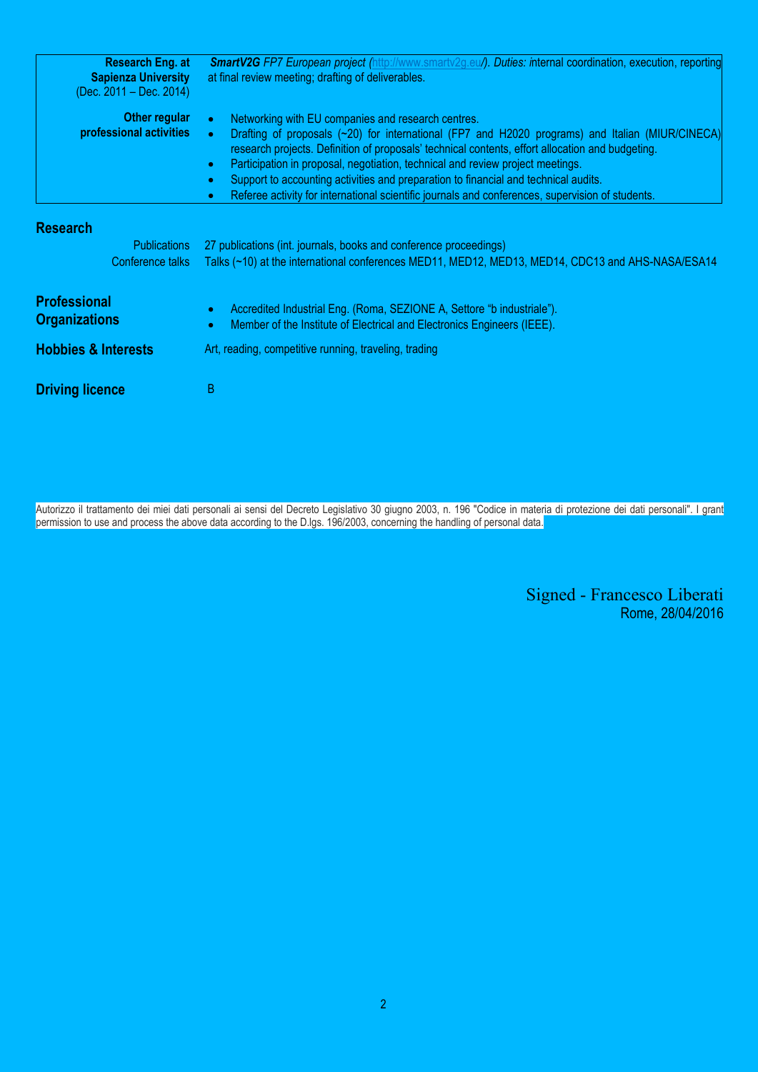| | |
|---|---|
| **Research Eng. at Sapienza University** (Dec. 2011 – Dec. 2014) | ***SmartV2G** FP7 European project (http://www.smartv2g.eu/). Duties: i*nternal coordination, execution, reporting at final review meeting; drafting of deliverables. |
| **Other regular professional activities** | • Networking with EU companies and research centres.<br>• Drafting of proposals (~20) for international (FP7 and H2020 programs) and Italian (MIUR/CINECA) research projects. Definition of proposals' technical contents, effort allocation and budgeting.<br>• Participation in proposal, negotiation, technical and review project meetings.<br>• Support to accounting activities and preparation to financial and technical audits.<br>• Referee activity for international scientific journals and conferences, supervision of students. |

## Research

| | |
|---|---|
| Publications | 27 publications (int. journals, books and conference proceedings) |
| Conference talks | Talks (~10) at the international conferences MED11, MED12, MED13, MED14, CDC13 and AHS-NASA/ESA14 |

## Professional Organizations

- Accredited Industrial Eng. (Roma, SEZIONE A, Settore "b industriale").
- Member of the Institute of Electrical and Electronics Engineers (IEEE).

## Hobbies & Interests

Art, reading, competitive running, traveling, trading

## Driving licence

B

Autorizzo il trattamento dei miei dati personali ai sensi del Decreto Legislativo 30 giugno 2003, n. 196 "Codice in materia di protezione dei dati personali". I grant permission to use and process the above data according to the D.lgs. 196/2003, concerning the handling of personal data.

Signed - Francesco Liberati
Rome, 28/04/2016